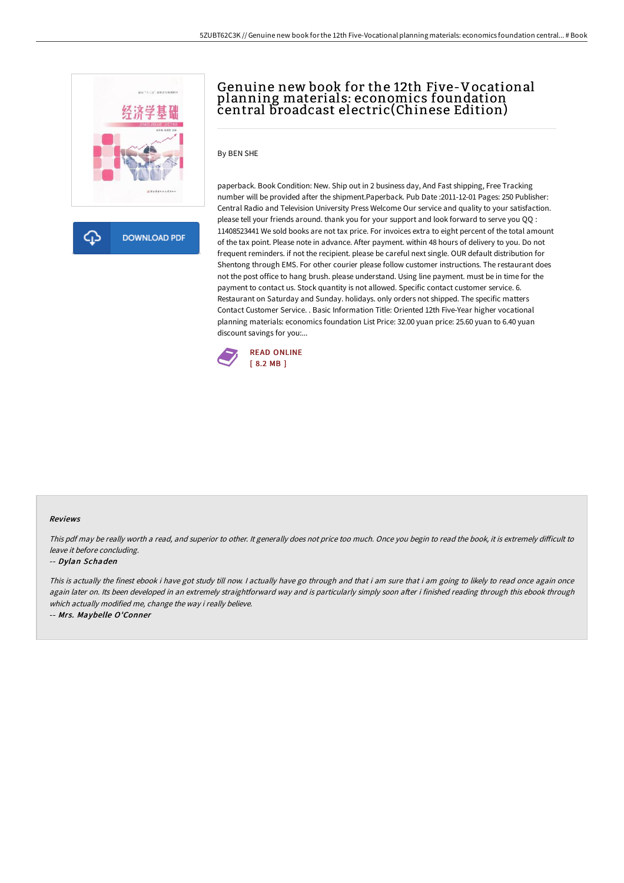# Genuine new book for the 12th Five-Vocational planning materials: economics foundation central broadcast electric(Chinese Edition)

By BEN SHE

paperback. Book Condition: New. Ship out in 2 business day, And Fast shipping, Free Tracking number will be provided after the shipment.Paperback. Pub Date :2011-12-01 Pages: 250 Publisher: Central Radio and Television University Press Welcome Our service and quality to your satisfaction. please tell your friends around. thank you for your support and look forward to serve you QQ : 11408523441 We sold books are not tax price. For invoices extra to eight percent of the total amount of the tax point. Please note in advance. After payment. within 48 hours of delivery to you. Do not frequent reminders. if not the recipient. please be careful next single. OUR default distribution for Shentong through EMS. For other courier please follow customer instructions. The restaurant does not the post office to hang brush. please understand. Using line payment. must be in time for the payment to contact us. Stock quantity is not allowed. Specific contact customer service. 6. Restaurant on Saturday and Sunday. holidays. only orders not shipped. The specific matters Contact Customer Service. . Basic Information Title: Oriented 12th Five-Year higher vocational planning materials: economics foundation List Price: 32.00 yuan price: 25.60 yuan to 6.40 yuan discount savings for you:...

READ ONLINE
[ 8.2 MB ]

### Reviews

*This pdf may be really worth a read, and superior to other. It generally does not price too much. Once you begin to read the book, it is extremely difficult to leave it before concluding.*

-- *Dylan Schaden*

*This is actually the finest ebook i have got study till now. I actually have go through and that i am sure that i am going to likely to read once again once again later on. Its been developed in an extremely straightforward way and is particularly simply soon after i finished reading through this ebook through which actually modified me, change the way i really believe.*

-- *Mrs. Maybelle O'Conner*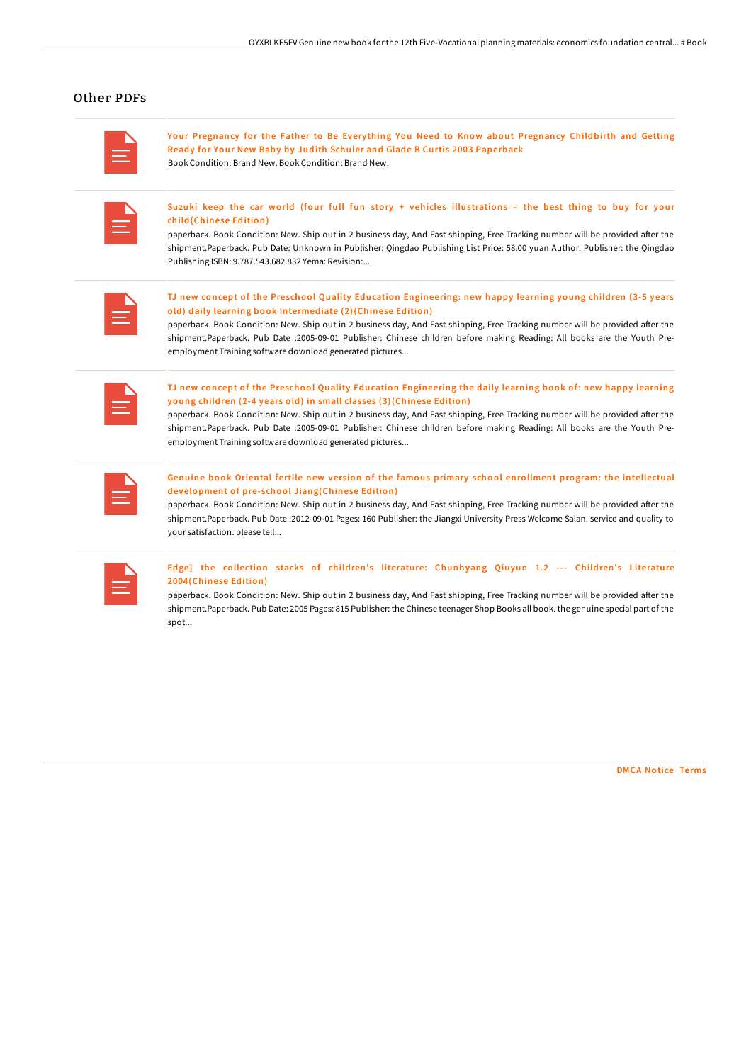## Other PDFs

Your Pregnancy for the Father to Be Everything You Need to Know about Pregnancy Childbirth and Getting Ready for Your New Baby by Judith Schuler and Glade B Curtis 2003 Paperback

Book Condition: Brand New. Book Condition: Brand New.

Suzuki keep the car world (four full fun story + vehicles illustrations = the best thing to buy for your child(Chinese Edition)

paperback. Book Condition: New. Ship out in 2 business day, And Fast shipping, Free Tracking number will be provided after the shipment.Paperback. Pub Date: Unknown in Publisher: Qingdao Publishing List Price: 58.00 yuan Author: Publisher: the Qingdao Publishing ISBN: 9.787.543.682.832 Yema: Revision:...

TJ new concept of the Preschool Quality Education Engineering: new happy learning young children (3-5 years old) daily learning book Intermediate (2)(Chinese Edition)

paperback. Book Condition: New. Ship out in 2 business day, And Fast shipping, Free Tracking number will be provided after the shipment.Paperback. Pub Date :2005-09-01 Publisher: Chinese children before making Reading: All books are the Youth Pre-employment Training software download generated pictures...

TJ new concept of the Preschool Quality Education Engineering the daily learning book of: new happy learning young children (2-4 years old) in small classes (3)(Chinese Edition)

paperback. Book Condition: New. Ship out in 2 business day, And Fast shipping, Free Tracking number will be provided after the shipment.Paperback. Pub Date :2005-09-01 Publisher: Chinese children before making Reading: All books are the Youth Pre-employment Training software download generated pictures...

Genuine book Oriental fertile new version of the famous primary school enrollment program: the intellectual development of pre-school Jiang(Chinese Edition)

paperback. Book Condition: New. Ship out in 2 business day, And Fast shipping, Free Tracking number will be provided after the shipment.Paperback. Pub Date :2012-09-01 Pages: 160 Publisher: the Jiangxi University Press Welcome Salan. service and quality to your satisfaction. please tell...

Edge] the collection stacks of children's literature: Chunhyang Qiuyun 1.2 --- Children's Literature 2004(Chinese Edition)

paperback. Book Condition: New. Ship out in 2 business day, And Fast shipping, Free Tracking number will be provided after the shipment.Paperback. Pub Date: 2005 Pages: 815 Publisher: the Chinese teenager Shop Books all book. the genuine special part of the spot...

DMCA Notice | Terms